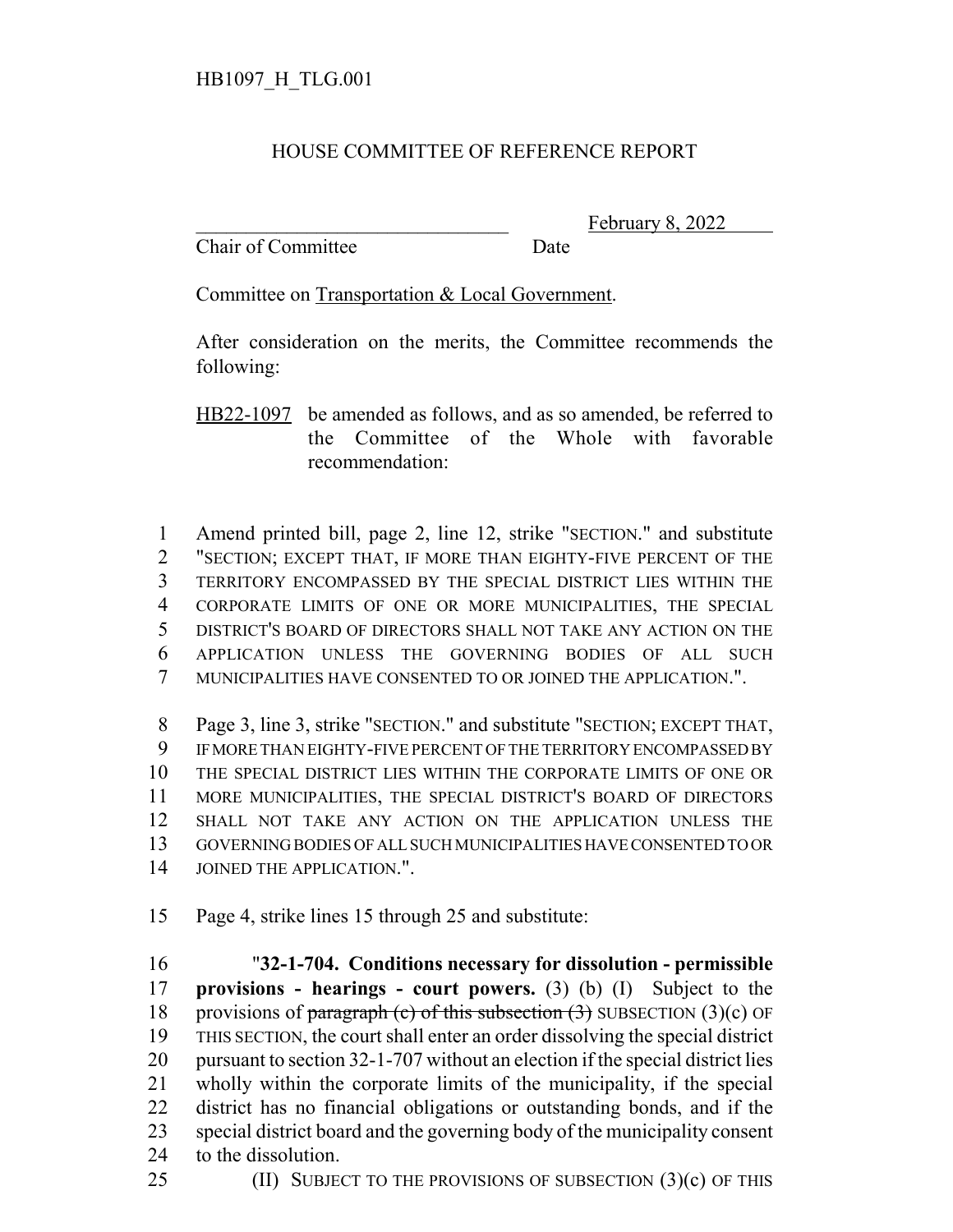HB1097_H_TLG.001

HOUSE COMMITTEE OF REFERENCE REPORT

_________________________________ February 8, 2022

Chair of Committee Date

Committee on Transportation & Local Government.

After consideration on the merits, the Committee recommends the following:

HB22-1097 be amended as follows, and as so amended, be referred to the Committee of the Whole with favorable recommendation:

1 Amend printed bill, page 2, line 12, strike "SECTION." and substitute
2 "SECTION; EXCEPT THAT, IF MORE THAN EIGHTY-FIVE PERCENT OF THE
3 TERRITORY ENCOMPASSED BY THE SPECIAL DISTRICT LIES WITHIN THE
4 CORPORATE LIMITS OF ONE OR MORE MUNICIPALITIES, THE SPECIAL
5 DISTRICT'S BOARD OF DIRECTORS SHALL NOT TAKE ANY ACTION ON THE
6 APPLICATION UNLESS THE GOVERNING BODIES OF ALL SUCH
7 MUNICIPALITIES HAVE CONSENTED TO OR JOINED THE APPLICATION.".

8 Page 3, line 3, strike "SECTION." and substitute "SECTION; EXCEPT THAT,
9 IF MORE THAN EIGHTY-FIVE PERCENT OF THE TERRITORY ENCOMPASSED BY
10 THE SPECIAL DISTRICT LIES WITHIN THE CORPORATE LIMITS OF ONE OR
11 MORE MUNICIPALITIES, THE SPECIAL DISTRICT'S BOARD OF DIRECTORS
12 SHALL NOT TAKE ANY ACTION ON THE APPLICATION UNLESS THE
13 GOVERNING BODIES OF ALL SUCH MUNICIPALITIES HAVE CONSENTED TO OR
14 JOINED THE APPLICATION.".

15 Page 4, strike lines 15 through 25 and substitute:

16 "**32-1-704. Conditions necessary for dissolution - permissible**
17 **provisions - hearings - court powers.** (3) (b) (I) Subject to the
18 provisions of ~~paragraph (c) of this subsection (3)~~ SUBSECTION (3)(c) OF
19 THIS SECTION, the court shall enter an order dissolving the special district
20 pursuant to section 32-1-707 without an election if the special district lies
21 wholly within the corporate limits of the municipality, if the special
22 district has no financial obligations or outstanding bonds, and if the
23 special district board and the governing body of the municipality consent
24 to the dissolution.
25 (II) SUBJECT TO THE PROVISIONS OF SUBSECTION (3)(c) OF THIS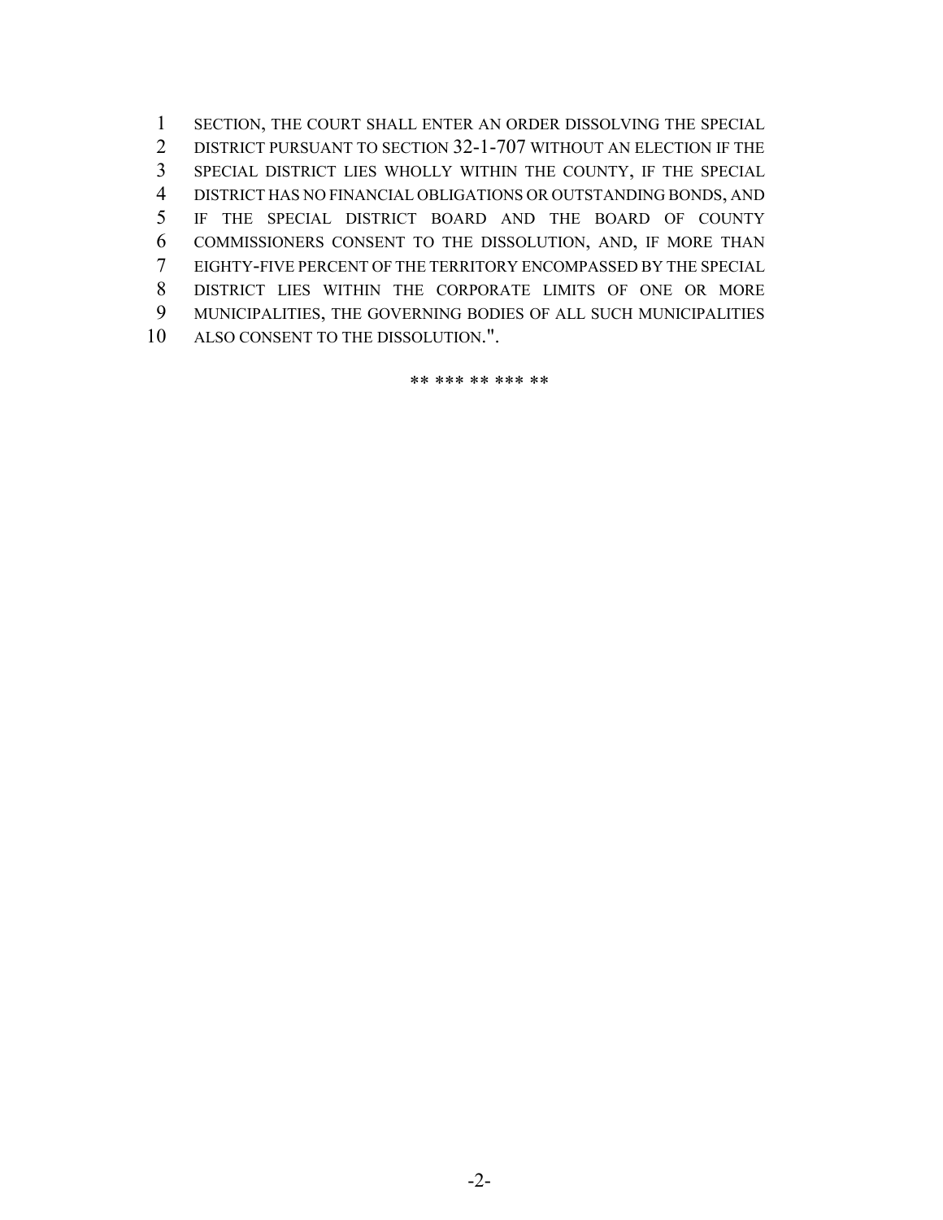SECTION, THE COURT SHALL ENTER AN ORDER DISSOLVING THE SPECIAL DISTRICT PURSUANT TO SECTION 32-1-707 WITHOUT AN ELECTION IF THE SPECIAL DISTRICT LIES WHOLLY WITHIN THE COUNTY, IF THE SPECIAL DISTRICT HAS NO FINANCIAL OBLIGATIONS OR OUTSTANDING BONDS, AND IF THE SPECIAL DISTRICT BOARD AND THE BOARD OF COUNTY COMMISSIONERS CONSENT TO THE DISSOLUTION, AND, IF MORE THAN EIGHTY-FIVE PERCENT OF THE TERRITORY ENCOMPASSED BY THE SPECIAL DISTRICT LIES WITHIN THE CORPORATE LIMITS OF ONE OR MORE MUNICIPALITIES, THE GOVERNING BODIES OF ALL SUCH MUNICIPALITIES ALSO CONSENT TO THE DISSOLUTION.".

** *** ** *** **